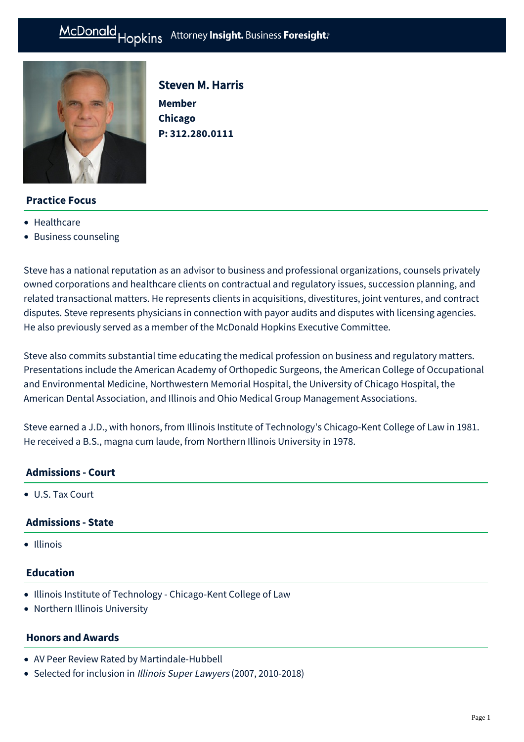McDonald Hopkins Attorney **Insight.** Business **Foresight.**

# Steven M. Harris

**Member**
**Chicago**
**P: 312.280.0111**

## Practice Focus

- Healthcare
- Business counseling

Steve has a national reputation as an advisor to business and professional organizations, counsels privately owned corporations and healthcare clients on contractual and regulatory issues, succession planning, and related transactional matters. He represents clients in acquisitions, divestitures, joint ventures, and contract disputes. Steve represents physicians in connection with payor audits and disputes with licensing agencies. He also previously served as a member of the McDonald Hopkins Executive Committee.

Steve also commits substantial time educating the medical profession on business and regulatory matters. Presentations include the American Academy of Orthopedic Surgeons, the American College of Occupational and Environmental Medicine, Northwestern Memorial Hospital, the University of Chicago Hospital, the American Dental Association, and Illinois and Ohio Medical Group Management Associations.

Steve earned a J.D., with honors, from Illinois Institute of Technology's Chicago-Kent College of Law in 1981. He received a B.S., magna cum laude, from Northern Illinois University in 1978.

## Admissions - Court

- U.S. Tax Court

## Admissions - State

- Illinois

## Education

- Illinois Institute of Technology - Chicago-Kent College of Law
- Northern Illinois University

## Honors and Awards

- AV Peer Review Rated by Martindale-Hubbell
- Selected for inclusion in *Illinois Super Lawyers* (2007, 2010-2018)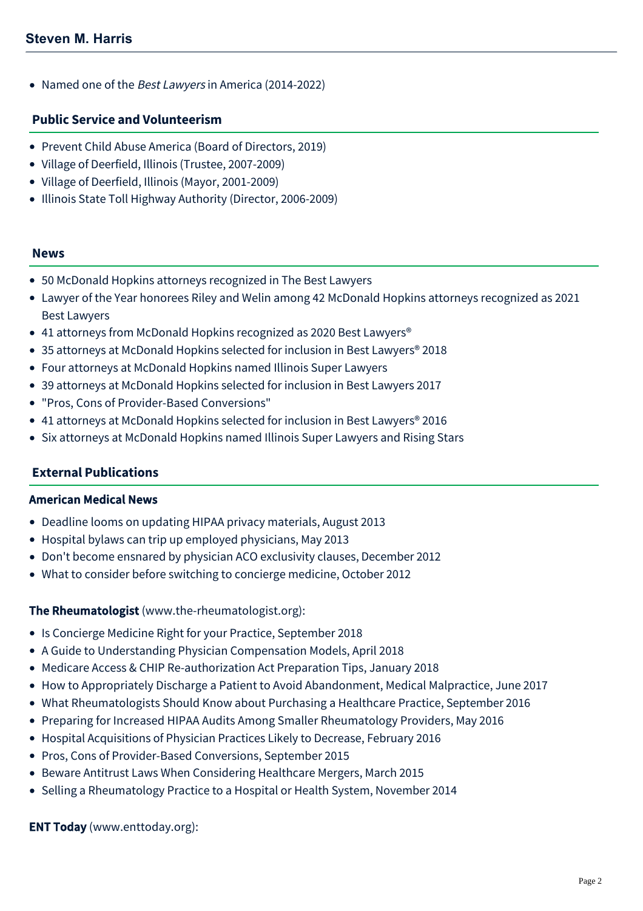- Named one of the *Best Lawyers* in America (2014-2022)

## Public Service and Volunteerism

- Prevent Child Abuse America (Board of Directors, 2019)
- Village of Deerfield, Illinois (Trustee, 2007-2009)
- Village of Deerfield, Illinois (Mayor, 2001-2009)
- Illinois State Toll Highway Authority (Director, 2006-2009)

## News

- 50 McDonald Hopkins attorneys recognized in The Best Lawyers
- Lawyer of the Year honorees Riley and Welin among 42 McDonald Hopkins attorneys recognized as 2021 Best Lawyers
- 41 attorneys from McDonald Hopkins recognized as 2020 Best Lawyers®
- 35 attorneys at McDonald Hopkins selected for inclusion in Best Lawyers® 2018
- Four attorneys at McDonald Hopkins named Illinois Super Lawyers
- 39 attorneys at McDonald Hopkins selected for inclusion in Best Lawyers 2017
- "Pros, Cons of Provider-Based Conversions"
- 41 attorneys at McDonald Hopkins selected for inclusion in Best Lawyers® 2016
- Six attorneys at McDonald Hopkins named Illinois Super Lawyers and Rising Stars

## External Publications

### American Medical News

- Deadline looms on updating HIPAA privacy materials, August 2013
- Hospital bylaws can trip up employed physicians, May 2013
- Don't become ensnared by physician ACO exclusivity clauses, December 2012
- What to consider before switching to concierge medicine, October 2012

**The Rheumatologist** (www.the-rheumatologist.org):

- Is Concierge Medicine Right for your Practice, September 2018
- A Guide to Understanding Physician Compensation Models, April 2018
- Medicare Access & CHIP Re-authorization Act Preparation Tips, January 2018
- How to Appropriately Discharge a Patient to Avoid Abandonment, Medical Malpractice, June 2017
- What Rheumatologists Should Know about Purchasing a Healthcare Practice, September 2016
- Preparing for Increased HIPAA Audits Among Smaller Rheumatology Providers, May 2016
- Hospital Acquisitions of Physician Practices Likely to Decrease, February 2016
- Pros, Cons of Provider-Based Conversions, September 2015
- Beware Antitrust Laws When Considering Healthcare Mergers, March 2015
- Selling a Rheumatology Practice to a Hospital or Health System, November 2014

**ENT Today** (www.enttoday.org):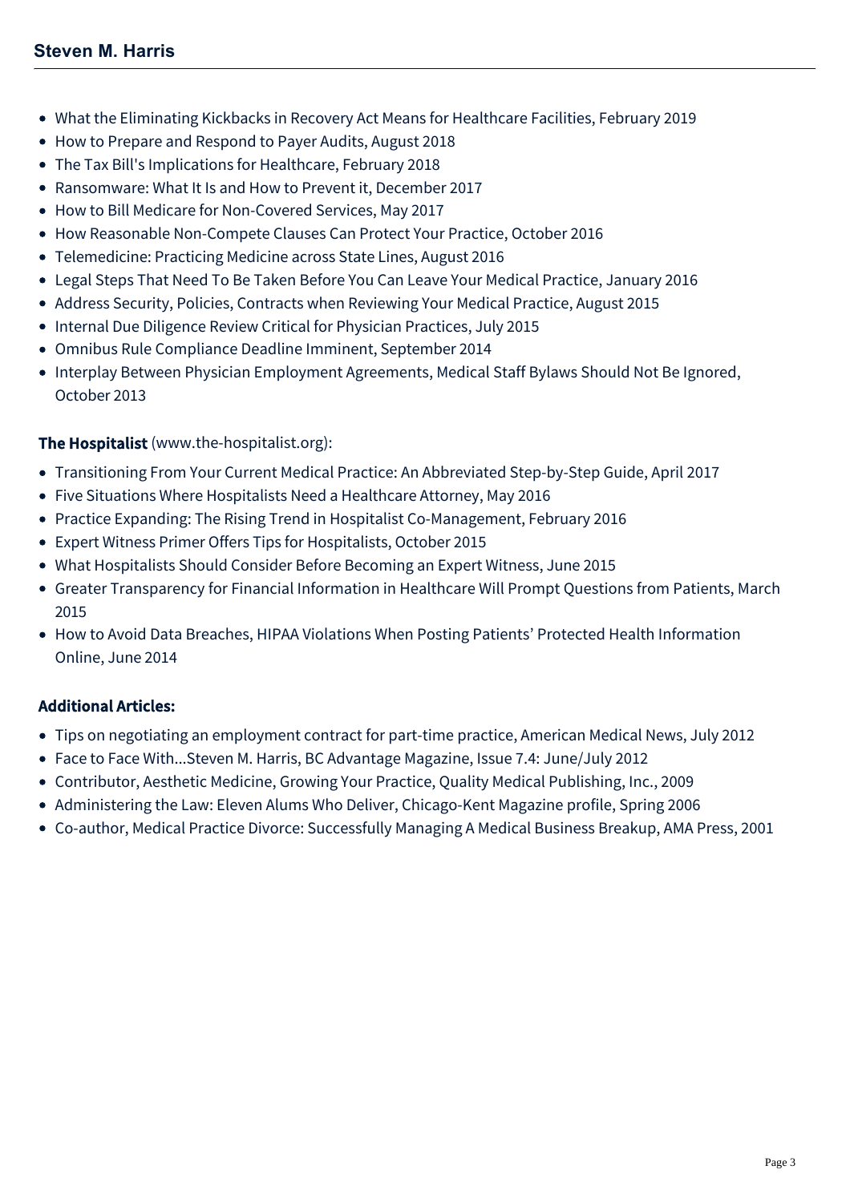- What the Eliminating Kickbacks in Recovery Act Means for Healthcare Facilities, February 2019
- How to Prepare and Respond to Payer Audits, August 2018
- The Tax Bill's Implications for Healthcare, February 2018
- Ransomware: What It Is and How to Prevent it, December 2017
- How to Bill Medicare for Non-Covered Services, May 2017
- How Reasonable Non-Compete Clauses Can Protect Your Practice, October 2016
- Telemedicine: Practicing Medicine across State Lines, August 2016
- Legal Steps That Need To Be Taken Before You Can Leave Your Medical Practice, January 2016
- Address Security, Policies, Contracts when Reviewing Your Medical Practice, August 2015
- Internal Due Diligence Review Critical for Physician Practices, July 2015
- Omnibus Rule Compliance Deadline Imminent, September 2014
- Interplay Between Physician Employment Agreements, Medical Staff Bylaws Should Not Be Ignored, October 2013

**The Hospitalist** (www.the-hospitalist.org):

- Transitioning From Your Current Medical Practice: An Abbreviated Step-by-Step Guide, April 2017
- Five Situations Where Hospitalists Need a Healthcare Attorney, May 2016
- Practice Expanding: The Rising Trend in Hospitalist Co-Management, February 2016
- Expert Witness Primer Offers Tips for Hospitalists, October 2015
- What Hospitalists Should Consider Before Becoming an Expert Witness, June 2015
- Greater Transparency for Financial Information in Healthcare Will Prompt Questions from Patients, March 2015
- How to Avoid Data Breaches, HIPAA Violations When Posting Patients' Protected Health Information Online, June 2014

**Additional Articles:**

- Tips on negotiating an employment contract for part-time practice, American Medical News, July 2012
- Face to Face With...Steven M. Harris, BC Advantage Magazine, Issue 7.4: June/July 2012
- Contributor, Aesthetic Medicine, Growing Your Practice, Quality Medical Publishing, Inc., 2009
- Administering the Law: Eleven Alums Who Deliver, Chicago-Kent Magazine profile, Spring 2006
- Co-author, Medical Practice Divorce: Successfully Managing A Medical Business Breakup, AMA Press, 2001